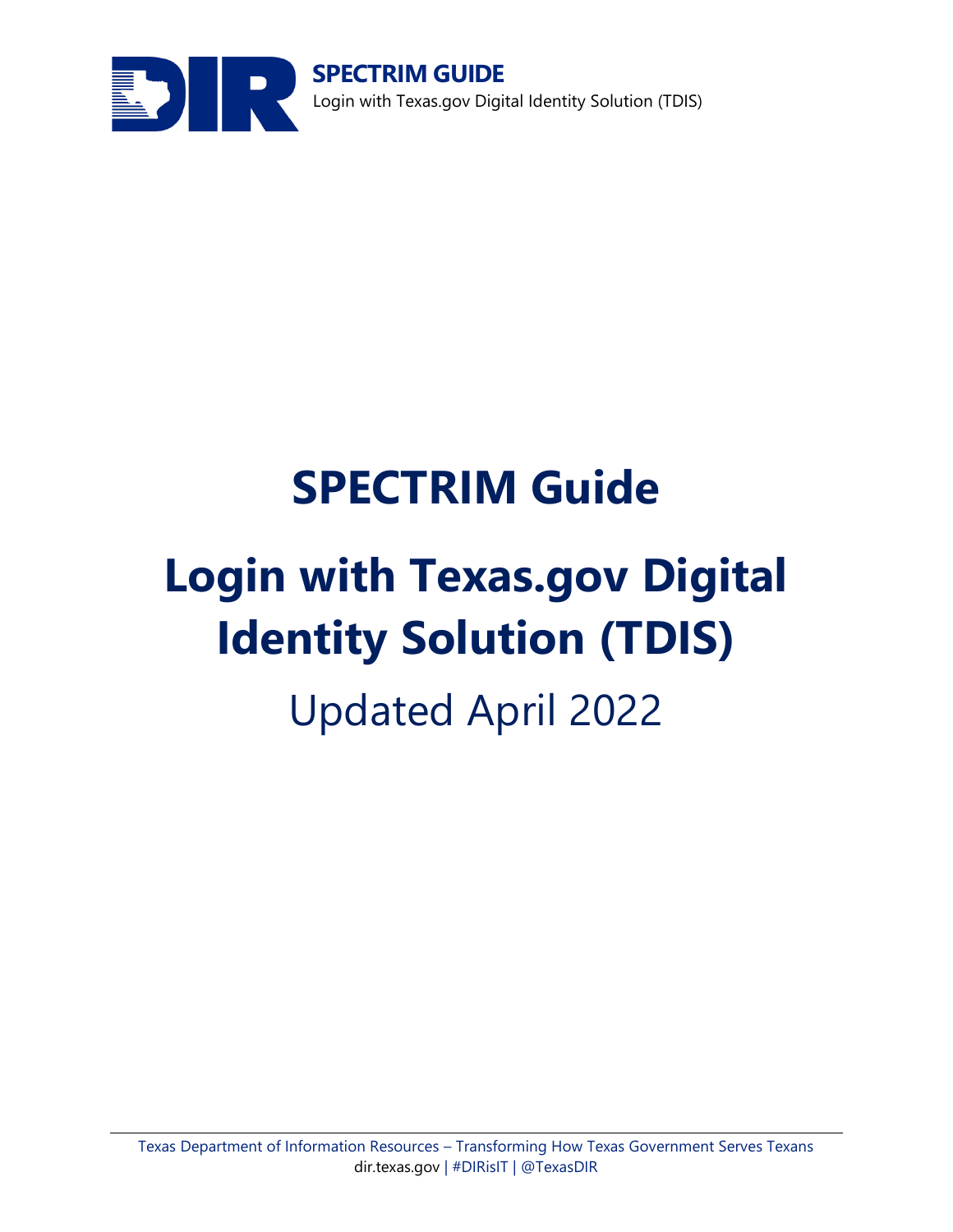# SPECTRIM Guide

# Login with Texas.gov Digital Identity Solution (TDIS)

Updated April 2022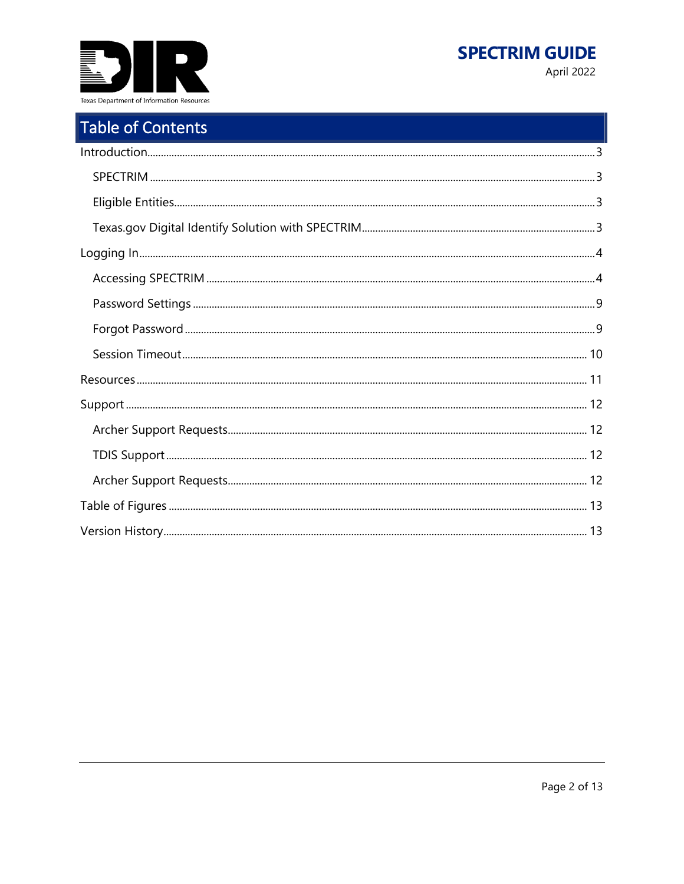# Table of Contents

Introduction ........ 3

- SPECTRIM ........ 3
- Eligible Entities ........ 3
- Texas.gov Digital Identify Solution with SPECTRIM ........ 3

Logging In ........ 4

- Accessing SPECTRIM ........ 4
- Password Settings ........ 9
- Forgot Password ........ 9
- Session Timeout ........ 10

Resources ........ 11

Support ........ 12

- Archer Support Requests ........ 12
- TDIS Support ........ 12
- Archer Support Requests ........ 12

Table of Figures ........ 13

Version History ........ 13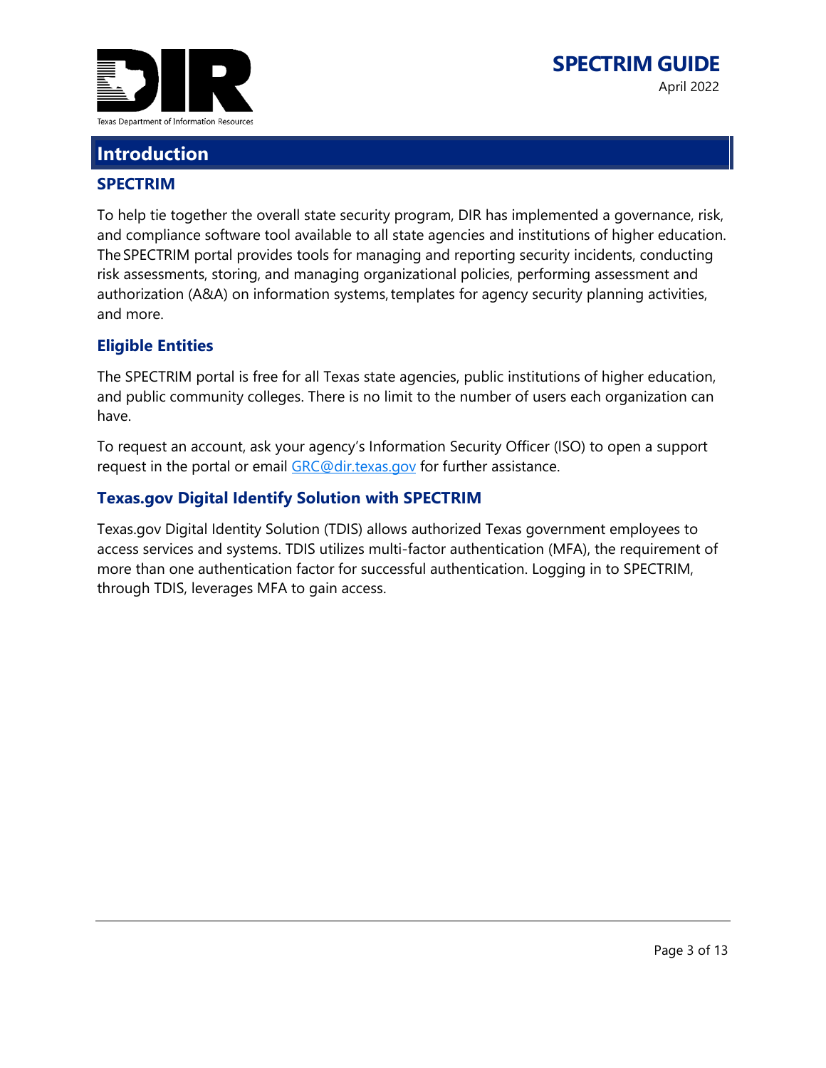# Introduction

## SPECTRIM

To help tie together the overall state security program, DIR has implemented a governance, risk, and compliance software tool available to all state agencies and institutions of higher education. The SPECTRIM portal provides tools for managing and reporting security incidents, conducting risk assessments, storing, and managing organizational policies, performing assessment and authorization (A&A) on information systems, templates for agency security planning activities, and more.

## Eligible Entities

The SPECTRIM portal is free for all Texas state agencies, public institutions of higher education, and public community colleges. There is no limit to the number of users each organization can have.

To request an account, ask your agency's Information Security Officer (ISO) to open a support request in the portal or email GRC@dir.texas.gov for further assistance.

## Texas.gov Digital Identify Solution with SPECTRIM

Texas.gov Digital Identity Solution (TDIS) allows authorized Texas government employees to access services and systems. TDIS utilizes multi-factor authentication (MFA), the requirement of more than one authentication factor for successful authentication. Logging in to SPECTRIM, through TDIS, leverages MFA to gain access.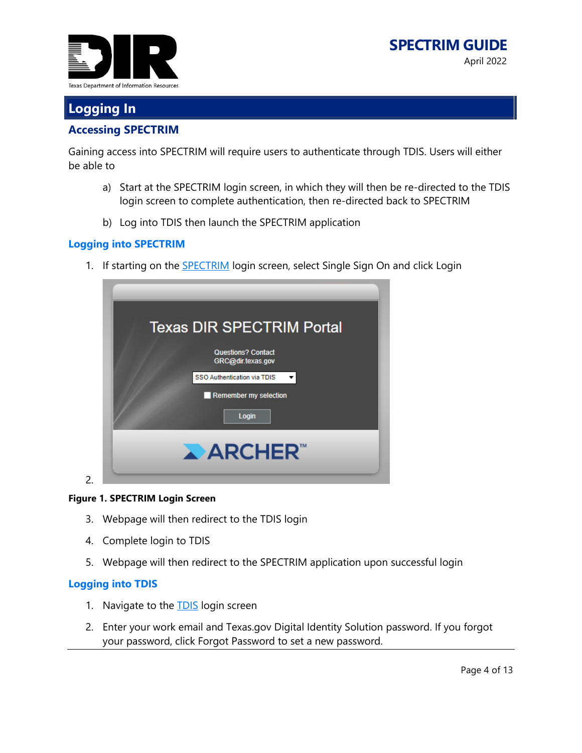# Logging In

## Accessing SPECTRIM

Gaining access into SPECTRIM will require users to authenticate through TDIS. Users will either be able to

a) Start at the SPECTRIM login screen, in which they will then be re-directed to the TDIS login screen to complete authentication, then re-directed back to SPECTRIM

b) Log into TDIS then launch the SPECTRIM application

## Logging into SPECTRIM

1. If starting on the SPECTRIM login screen, select Single Sign On and click Login
2. 

**Figure 1. SPECTRIM Login Screen**

3. Webpage will then redirect to the TDIS login
4. Complete login to TDIS
5. Webpage will then redirect to the SPECTRIM application upon successful login

## Logging into TDIS

1. Navigate to the TDIS login screen
2. Enter your work email and Texas.gov Digital Identity Solution password. If you forgot your password, click Forgot Password to set a new password.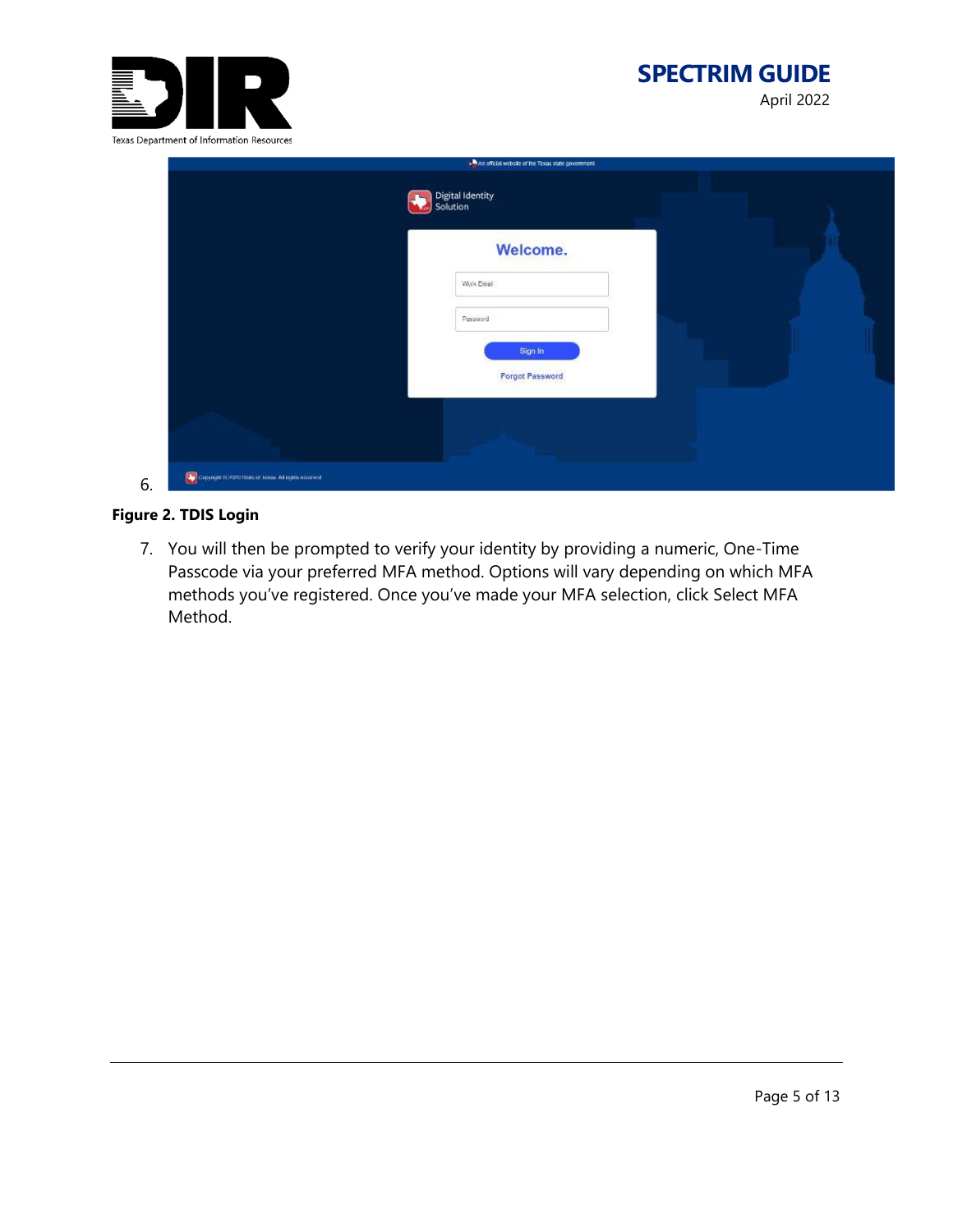6.

**Figure 2. TDIS Login**

7. You will then be prompted to verify your identity by providing a numeric, One-Time Passcode via your preferred MFA method. Options will vary depending on which MFA methods you've registered. Once you've made your MFA selection, click Select MFA Method.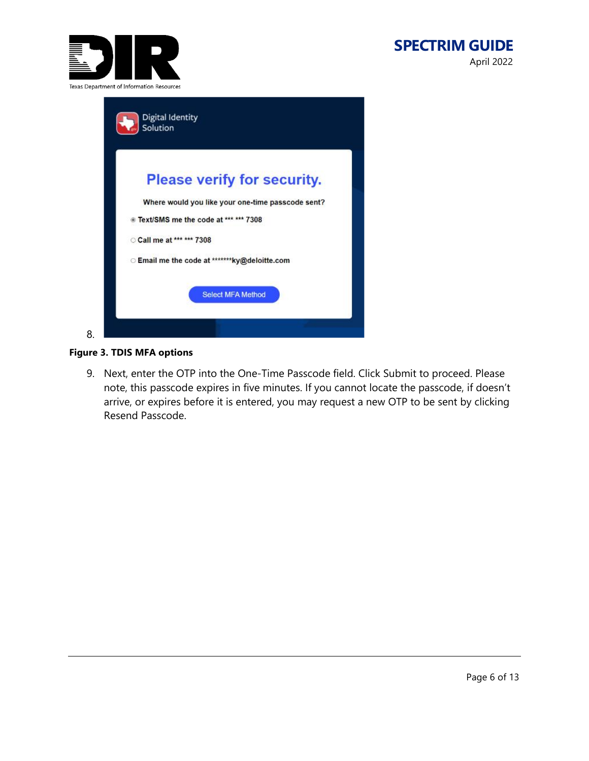8.

**Figure 3. TDIS MFA options**

9. Next, enter the OTP into the One-Time Passcode field. Click Submit to proceed. Please note, this passcode expires in five minutes. If you cannot locate the passcode, if doesn't arrive, or expires before it is entered, you may request a new OTP to be sent by clicking Resend Passcode.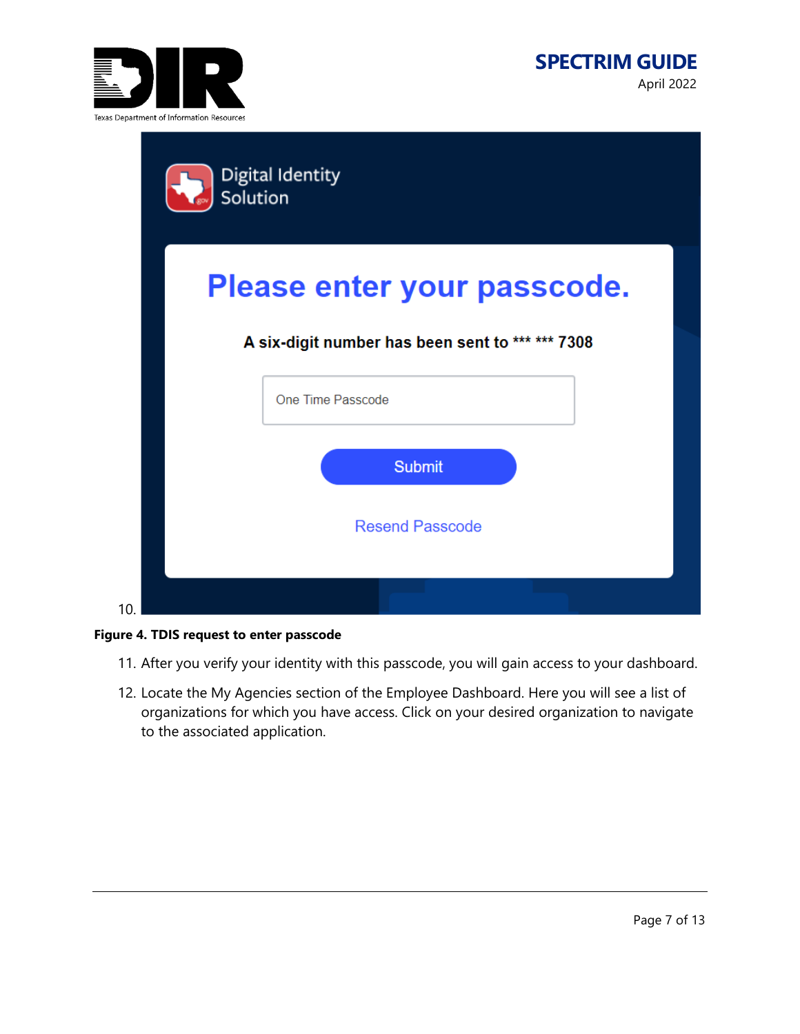10.

**Figure 4. TDIS request to enter passcode**

11. After you verify your identity with this passcode, you will gain access to your dashboard.

12. Locate the My Agencies section of the Employee Dashboard. Here you will see a list of organizations for which you have access. Click on your desired organization to navigate to the associated application.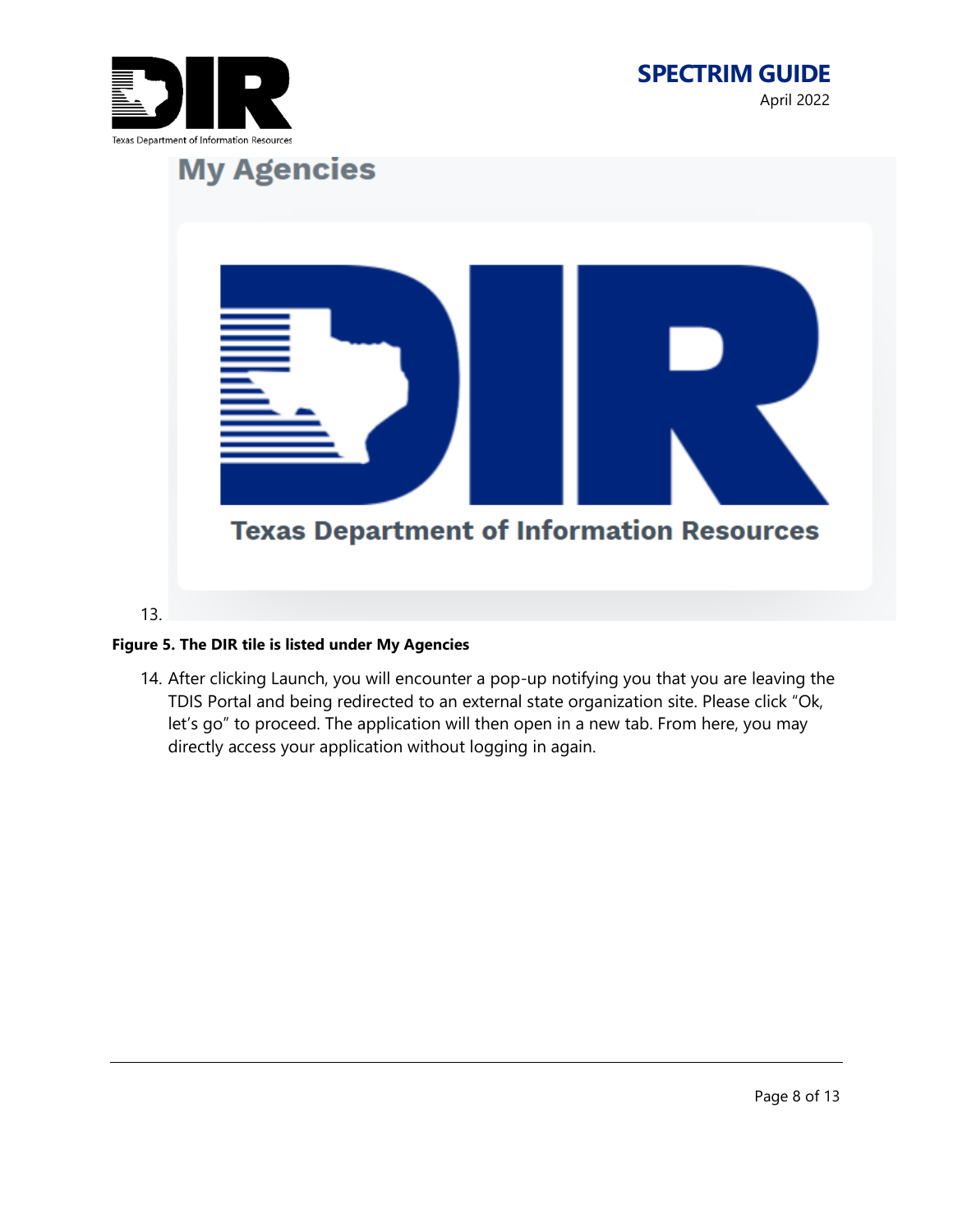My Agencies

Texas Department of Information Resources

13.

**Figure 5. The DIR tile is listed under My Agencies**

14. After clicking Launch, you will encounter a pop-up notifying you that you are leaving the TDIS Portal and being redirected to an external state organization site. Please click "Ok, let's go" to proceed. The application will then open in a new tab. From here, you may directly access your application without logging in again.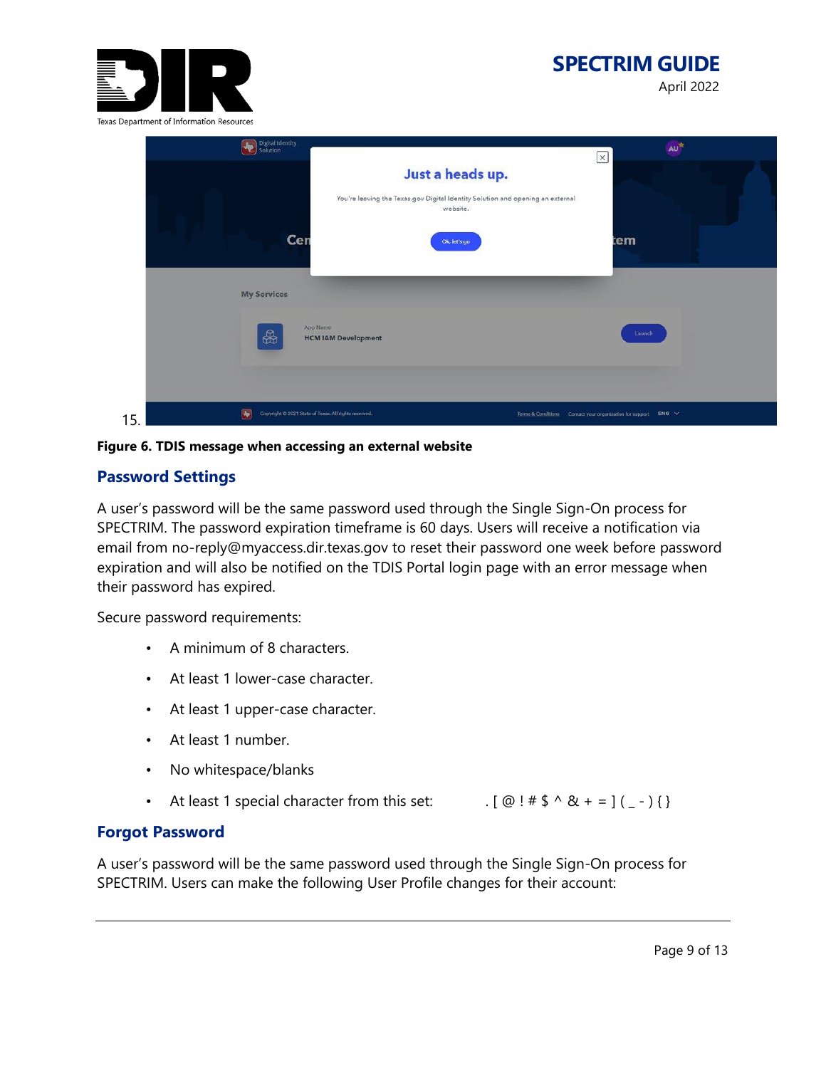15.

**Figure 6. TDIS message when accessing an external website**

## Password Settings

A user's password will be the same password used through the Single Sign-On process for SPECTRIM. The password expiration timeframe is 60 days. Users will receive a notification via email from no-reply@myaccess.dir.texas.gov to reset their password one week before password expiration and will also be notified on the TDIS Portal login page with an error message when their password has expired.

Secure password requirements:

- A minimum of 8 characters.
- At least 1 lower-case character.
- At least 1 upper-case character.
- At least 1 number.
- No whitespace/blanks
- At least 1 special character from this set: . [ @ ! # $ ^ & + = ] ( _ - ) { }

## Forgot Password

A user's password will be the same password used through the Single Sign-On process for SPECTRIM. Users can make the following User Profile changes for their account: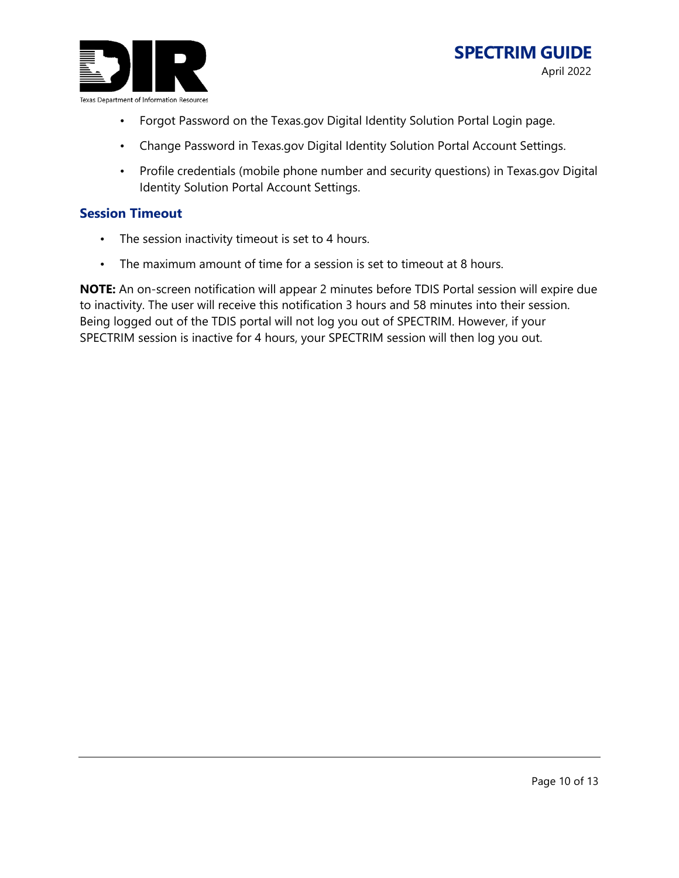- Forgot Password on the Texas.gov Digital Identity Solution Portal Login page.
- Change Password in Texas.gov Digital Identity Solution Portal Account Settings.
- Profile credentials (mobile phone number and security questions) in Texas.gov Digital Identity Solution Portal Account Settings.

### Session Timeout

- The session inactivity timeout is set to 4 hours.
- The maximum amount of time for a session is set to timeout at 8 hours.

**NOTE:** An on-screen notification will appear 2 minutes before TDIS Portal session will expire due to inactivity. The user will receive this notification 3 hours and 58 minutes into their session. Being logged out of the TDIS portal will not log you out of SPECTRIM. However, if your SPECTRIM session is inactive for 4 hours, your SPECTRIM session will then log you out.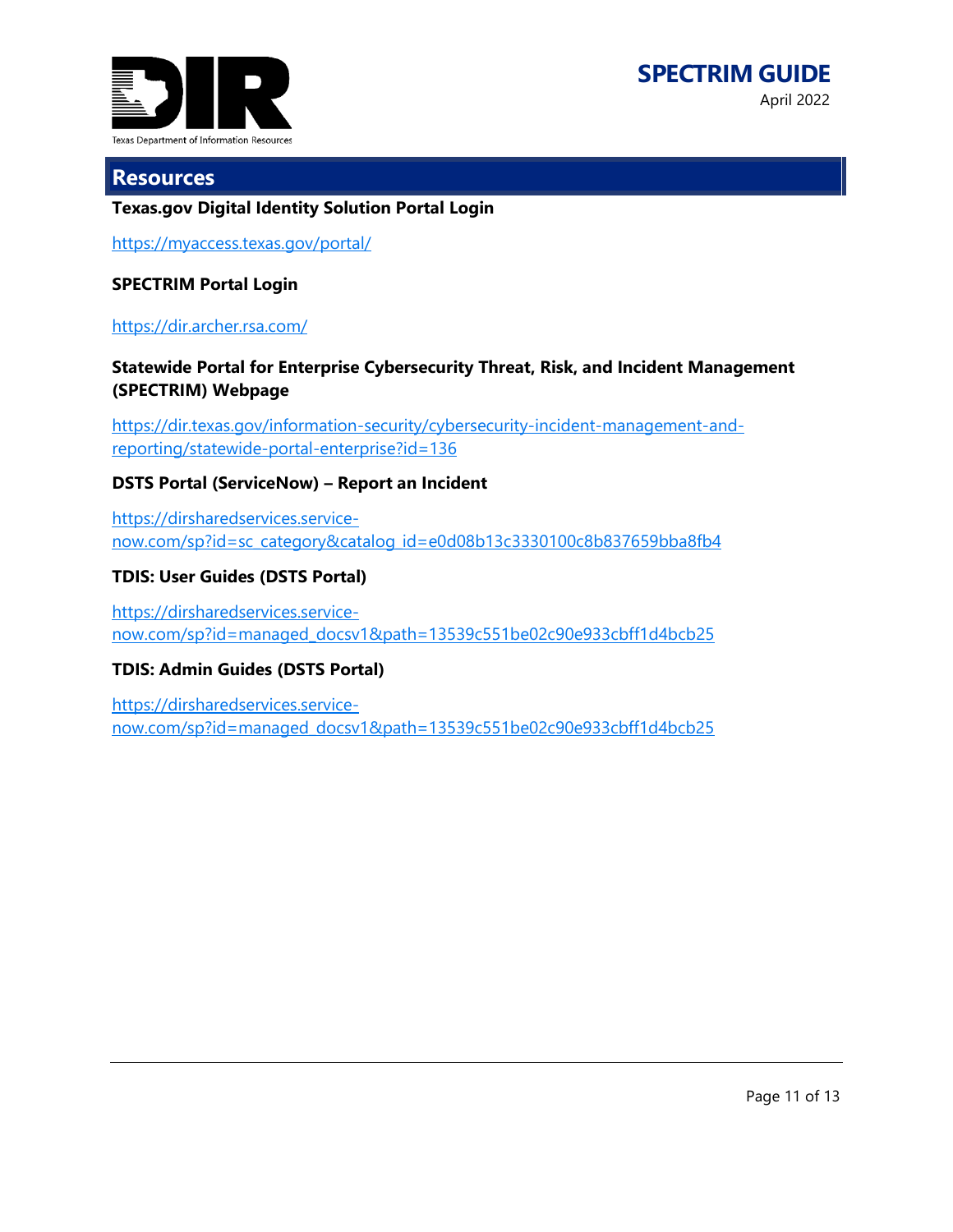## Resources

**Texas.gov Digital Identity Solution Portal Login**

https://myaccess.texas.gov/portal/

**SPECTRIM Portal Login**

https://dir.archer.rsa.com/

**Statewide Portal for Enterprise Cybersecurity Threat, Risk, and Incident Management (SPECTRIM) Webpage**

https://dir.texas.gov/information-security/cybersecurity-incident-management-and-reporting/statewide-portal-enterprise?id=136

**DSTS Portal (ServiceNow) – Report an Incident**

https://dirsharedservices.service-now.com/sp?id=sc_category&catalog_id=e0d08b13c3330100c8b837659bba8fb4

**TDIS: User Guides (DSTS Portal)**

https://dirsharedservices.service-now.com/sp?id=managed_docsv1&path=13539c551be02c90e933cbff1d4bcb25

**TDIS: Admin Guides (DSTS Portal)**

https://dirsharedservices.service-now.com/sp?id=managed_docsv1&path=13539c551be02c90e933cbff1d4bcb25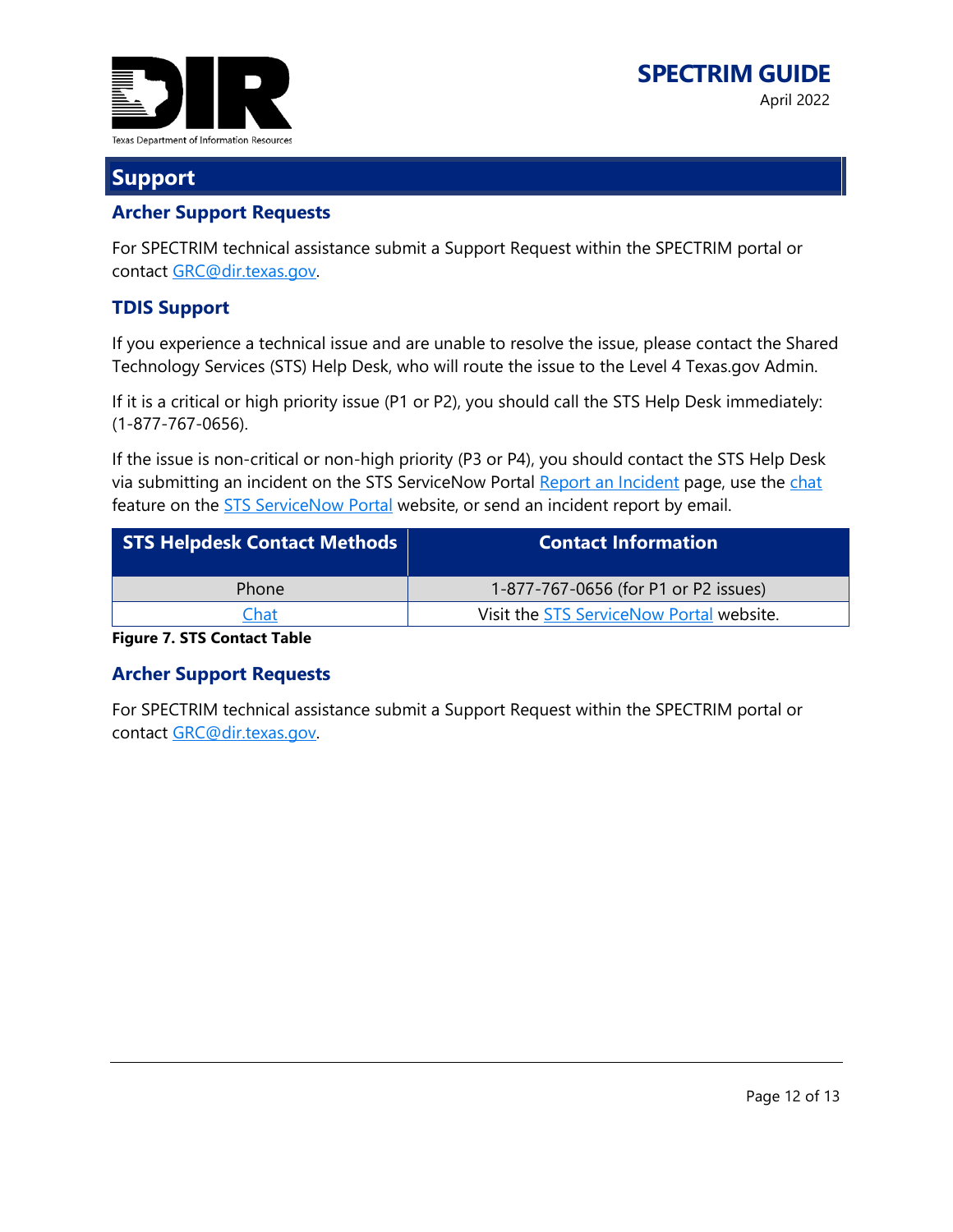# Support

## Archer Support Requests

For SPECTRIM technical assistance submit a Support Request within the SPECTRIM portal or contact GRC@dir.texas.gov.

## TDIS Support

If you experience a technical issue and are unable to resolve the issue, please contact the Shared Technology Services (STS) Help Desk, who will route the issue to the Level 4 Texas.gov Admin.

If it is a critical or high priority issue (P1 or P2), you should call the STS Help Desk immediately: (1-877-767-0656).

If the issue is non-critical or non-high priority (P3 or P4), you should contact the STS Help Desk via submitting an incident on the STS ServiceNow Portal Report an Incident page, use the chat feature on the STS ServiceNow Portal website, or send an incident report by email.

| STS Helpdesk Contact Methods | Contact Information |
|---|---|
| Phone | 1-877-767-0656 (for P1 or P2 issues) |
| Chat | Visit the STS ServiceNow Portal website. |

**Figure 7. STS Contact Table**

## Archer Support Requests

For SPECTRIM technical assistance submit a Support Request within the SPECTRIM portal or contact GRC@dir.texas.gov.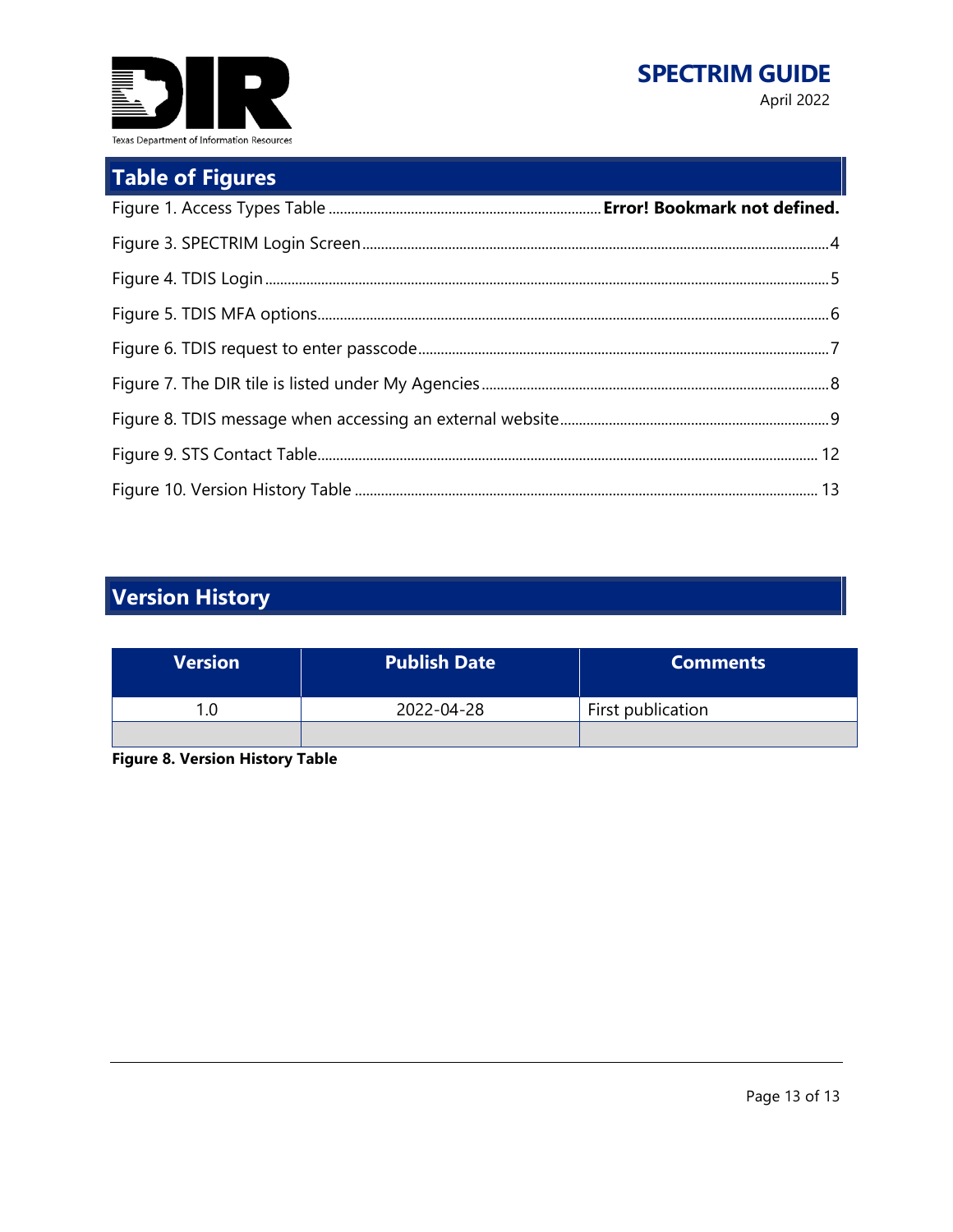## Table of Figures

Figure 1. Access Types Table ........................................................................ **Error! Bookmark not defined.**

Figure 3. SPECTRIM Login Screen ........................................................................................................4

Figure 4. TDIS Login ...............................................................................................................................5

Figure 5. TDIS MFA options....................................................................................................................6

Figure 6. TDIS request to enter passcode.............................................................................................7

Figure 7. The DIR tile is listed under My Agencies..............................................................................8

Figure 8. TDIS message when accessing an external website...........................................................9

Figure 9. STS Contact Table.................................................................................................................. 12

Figure 10. Version History Table .......................................................................................................... 13

## Version History

| Version | Publish Date | Comments |
|---|---|---|
| 1.0 | 2022-04-28 | First publication |
| | | |

**Figure 8. Version History Table**